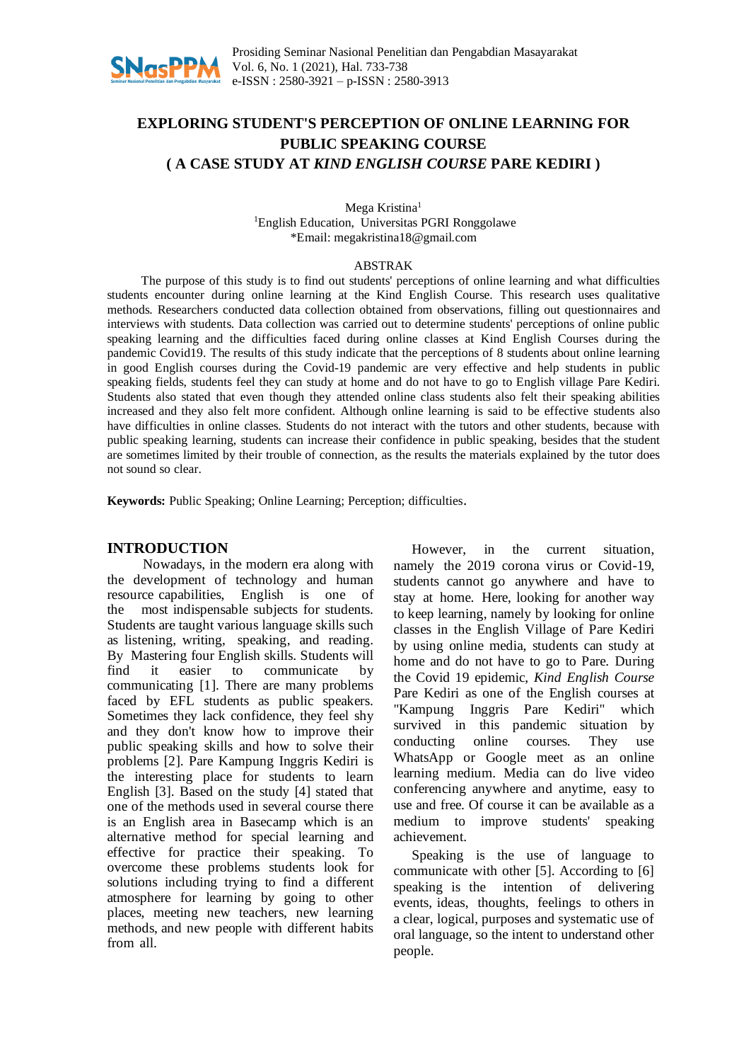# EXPLORING STUDENT'S PERCEPTION OF ONLINE LEARNING FOR PUBLIC SPEAKING COURSE ( A CASE STUDY AT *KIND ENGLISH COURSE* PARE KEDIRI )

Mega Kristina[1]

[1]English Education, Universitas PGRI Ronggolawe

*Email: megakristina18@gmail.com

## ABSTRAK

The purpose of this study is to find out students' perceptions of online learning and what difficulties students encounter during online learning at the Kind English Course. This research uses qualitative methods. Researchers conducted data collection obtained from observations, filling out questionnaires and interviews with students. Data collection was carried out to determine students' perceptions of online public speaking learning and the difficulties faced during online classes at Kind English Courses during the pandemic Covid19. The results of this study indicate that the perceptions of 8 students about online learning in good English courses during the Covid-19 pandemic are very effective and help students in public speaking fields, students feel they can study at home and do not have to go to English village Pare Kediri. Students also stated that even though they attended online class students also felt their speaking abilities increased and they also felt more confident. Although online learning is said to be effective students also have difficulties in online classes. Students do not interact with the tutors and other students, because with public speaking learning, students can increase their confidence in public speaking, besides that the student are sometimes limited by their trouble of connection, as the results the materials explained by the tutor does not sound so clear.

**Keywords:** Public Speaking; Online Learning; Perception; difficulties.

## INTRODUCTION

Nowadays, in the modern era along with the development of technology and human resource capabilities, English is one of the most indispensable subjects for students. Students are taught various language skills such as listening, writing, speaking, and reading. By Mastering four English skills. Students will find it easier to communicate by communicating [1]. There are many problems faced by EFL students as public speakers. Sometimes they lack confidence, they feel shy and they don't know how to improve their public speaking skills and how to solve their problems [2]. Pare Kampung Inggris Kediri is the interesting place for students to learn English [3]. Based on the study [4] stated that one of the methods used in several course there is an English area in Basecamp which is an alternative method for special learning and effective for practice their speaking. To overcome these problems students look for solutions including trying to find a different atmosphere for learning by going to other places, meeting new teachers, new learning methods, and new people with different habits from all.

However, in the current situation, namely the 2019 corona virus or Covid-19, students cannot go anywhere and have to stay at home. Here, looking for another way to keep learning, namely by looking for online classes in the English Village of Pare Kediri by using online media, students can study at home and do not have to go to Pare. During the Covid 19 epidemic, *Kind English Course* Pare Kediri as one of the English courses at "Kampung Inggris Pare Kediri" which survived in this pandemic situation by conducting online courses. They use WhatsApp or Google meet as an online learning medium. Media can do live video conferencing anywhere and anytime, easy to use and free. Of course it can be available as a medium to improve students' speaking achievement.

Speaking is the use of language to communicate with other [5]. According to [6] speaking is the intention of delivering events, ideas, thoughts, feelings to others in a clear, logical, purposes and systematic use of oral language, so the intent to understand other people.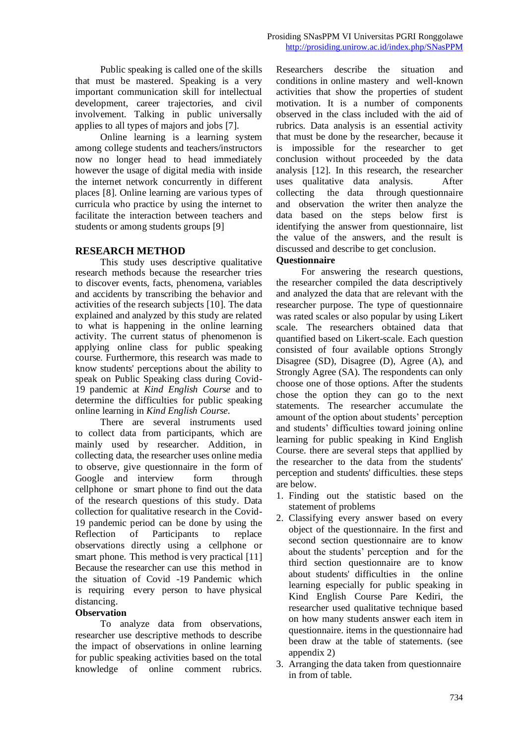Public speaking is called one of the skills that must be mastered. Speaking is a very important communication skill for intellectual development, career trajectories, and civil involvement. Talking in public universally applies to all types of majors and jobs [7].

Online learning is a learning system among college students and teachers/instructors now no longer head to head immediately however the usage of digital media with inside the internet network concurrently in different places [8]. Online learning are various types of curricula who practice by using the internet to facilitate the interaction between teachers and students or among students groups [9]

## RESEARCH METHOD

This study uses descriptive qualitative research methods because the researcher tries to discover events, facts, phenomena, variables and accidents by transcribing the behavior and activities of the research subjects [10]. The data explained and analyzed by this study are related to what is happening in the online learning activity. The current status of phenomenon is applying online class for public speaking course. Furthermore, this research was made to know students' perceptions about the ability to speak on Public Speaking class during Covid-19 pandemic at *Kind English Course* and to determine the difficulties for public speaking online learning in *Kind English Course*.

There are several instruments used to collect data from participants, which are mainly used by researcher. Addition, in collecting data, the researcher uses online media to observe, give questionnaire in the form of Google and interview form through cellphone or smart phone to find out the data of the research questions of this study. Data collection for qualitative research in the Covid-19 pandemic period can be done by using the Reflection of Participants to replace observations directly using a cellphone or smart phone. This method is very practical [11] Because the researcher can use this method in the situation of Covid -19 Pandemic which is requiring every person to have physical distancing.

**Observation**

To analyze data from observations, researcher use descriptive methods to describe the impact of observations in online learning for public speaking activities based on the total knowledge of online comment rubrics. Researchers describe the situation and conditions in online mastery and well-known activities that show the properties of student motivation. It is a number of components observed in the class included with the aid of rubrics. Data analysis is an essential activity that must be done by the researcher, because it is impossible for the researcher to get conclusion without proceeded by the data analysis [12]. In this research, the researcher uses qualitative data analysis. After collecting the data through questionnaire and observation the writer then analyze the data based on the steps below first is identifying the answer from questionnaire, list the value of the answers, and the result is discussed and describe to get conclusion.

**Questionnaire**

For answering the research questions, the researcher compiled the data descriptively and analyzed the data that are relevant with the researcher purpose. The type of questionnaire was rated scales or also popular by using Likert scale. The researchers obtained data that quantified based on Likert-scale. Each question consisted of four available options Strongly Disagree (SD), Disagree (D), Agree (A), and Strongly Agree (SA). The respondents can only choose one of those options. After the students chose the option they can go to the next statements. The researcher accumulate the amount of the option about students' perception and students' difficulties toward joining online learning for public speaking in Kind English Course. there are several steps that appllied by the researcher to the data from the students' perception and students' difficulties. these steps are below.

1. Finding out the statistic based on the statement of problems
2. Classifying every answer based on every object of the questionnaire. In the first and second section questionnaire are to know about the students' perception and for the third section questionnaire are to know about students' difficulties in the online learning especially for public speaking in Kind English Course Pare Kediri, the researcher used qualitative technique based on how many students answer each item in questionnaire. items in the questionnaire had been draw at the table of statements. (see appendix 2)
3. Arranging the data taken from questionnaire in from of table.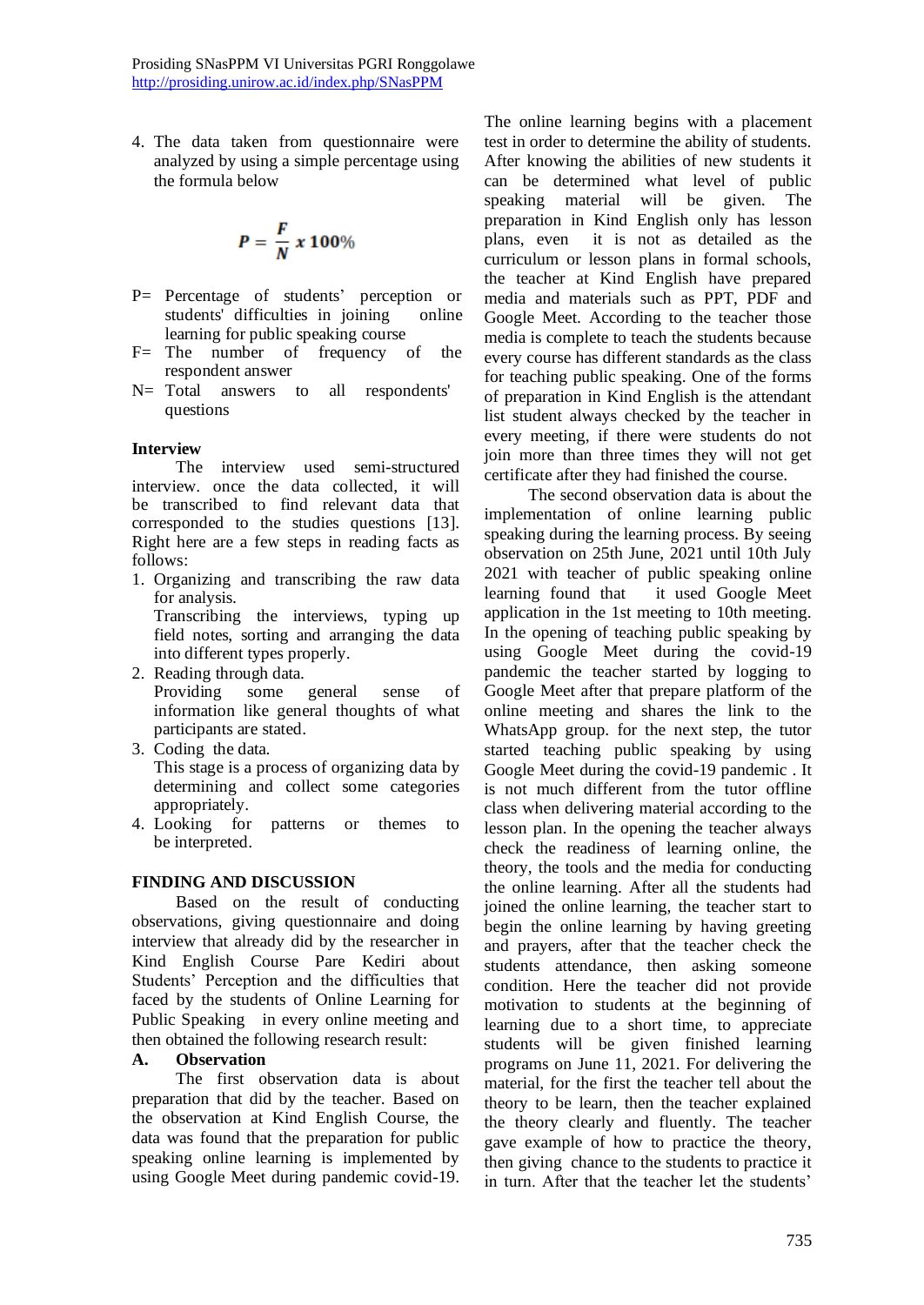4. The data taken from questionnaire were analyzed by using a simple percentage using the formula below

$$P = \frac{F}{N} x\, 100\%$$

P= Percentage of students' perception or students' difficulties in joining online learning for public speaking course

F= The number of frequency of the respondent answer

N= Total answers to all respondents' questions

**Interview**

The interview used semi-structured interview. once the data collected, it will be transcribed to find relevant data that corresponded to the studies questions [13]. Right here are a few steps in reading facts as follows:

1. Organizing and transcribing the raw data for analysis.
   Transcribing the interviews, typing up field notes, sorting and arranging the data into different types properly.
2. Reading through data.
   Providing some general sense of information like general thoughts of what participants are stated.
3. Coding the data.
   This stage is a process of organizing data by determining and collect some categories appropriately.
4. Looking for patterns or themes to be interpreted.

## FINDING AND DISCUSSION

Based on the result of conducting observations, giving questionnaire and doing interview that already did by the researcher in Kind English Course Pare Kediri about Students' Perception and the difficulties that faced by the students of Online Learning for Public Speaking in every online meeting and then obtained the following research result:

### A. Observation

The first observation data is about preparation that did by the teacher. Based on the observation at Kind English Course, the data was found that the preparation for public speaking online learning is implemented by using Google Meet during pandemic covid-19. The online learning begins with a placement test in order to determine the ability of students. After knowing the abilities of new students it can be determined what level of public speaking material will be given. The preparation in Kind English only has lesson plans, even it is not as detailed as the curriculum or lesson plans in formal schools, the teacher at Kind English have prepared media and materials such as PPT, PDF and Google Meet. According to the teacher those media is complete to teach the students because every course has different standards as the class for teaching public speaking. One of the forms of preparation in Kind English is the attendant list student always checked by the teacher in every meeting, if there were students do not join more than three times they will not get certificate after they had finished the course.

The second observation data is about the implementation of online learning public speaking during the learning process. By seeing observation on 25th June, 2021 until 10th July 2021 with teacher of public speaking online learning found that it used Google Meet application in the 1st meeting to 10th meeting. In the opening of teaching public speaking by using Google Meet during the covid-19 pandemic the teacher started by logging to Google Meet after that prepare platform of the online meeting and shares the link to the WhatsApp group. for the next step, the tutor started teaching public speaking by using Google Meet during the covid-19 pandemic . It is not much different from the tutor offline class when delivering material according to the lesson plan. In the opening the teacher always check the readiness of learning online, the theory, the tools and the media for conducting the online learning. After all the students had joined the online learning, the teacher start to begin the online learning by having greeting and prayers, after that the teacher check the students attendance, then asking someone condition. Here the teacher did not provide motivation to students at the beginning of learning due to a short time, to appreciate students will be given finished learning programs on June 11, 2021. For delivering the material, for the first the teacher tell about the theory to be learn, then the teacher explained the theory clearly and fluently. The teacher gave example of how to practice the theory, then giving chance to the students to practice it in turn. After that the teacher let the students'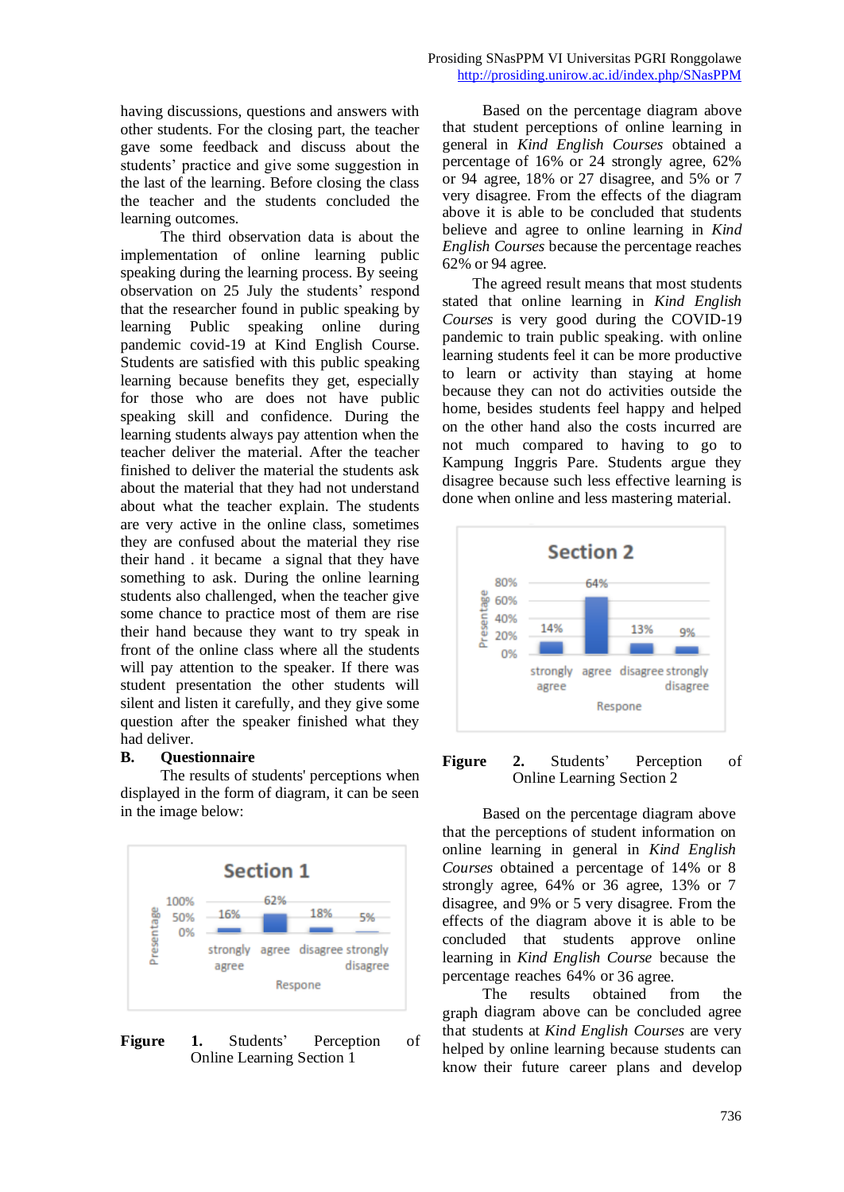having discussions, questions and answers with other students. For the closing part, the teacher gave some feedback and discuss about the students' practice and give some suggestion in the last of the learning. Before closing the class the teacher and the students concluded the learning outcomes.

The third observation data is about the implementation of online learning public speaking during the learning process. By seeing observation on 25 July the students' respond that the researcher found in public speaking by learning Public speaking online during pandemic covid-19 at Kind English Course. Students are satisfied with this public speaking learning because benefits they get, especially for those who are does not have public speaking skill and confidence. During the learning students always pay attention when the teacher deliver the material. After the teacher finished to deliver the material the students ask about the material that they had not understand about what the teacher explain. The students are very active in the online class, sometimes they are confused about the material they rise their hand . it became a signal that they have something to ask. During the online learning students also challenged, when the teacher give some chance to practice most of them are rise their hand because they want to try speak in front of the online class where all the students will pay attention to the speaker. If there was student presentation the other students will silent and listen it carefully, and they give some question after the speaker finished what they had deliver.

## B. Questionnaire

The results of students' perceptions when displayed in the form of diagram, it can be seen in the image below:

**Figure 1.** Students' Perception of Online Learning Section 1

Based on the percentage diagram above that student perceptions of online learning in general in *Kind English Courses* obtained a percentage of 16% or 24 strongly agree, 62% or 94 agree, 18% or 27 disagree, and 5% or 7 very disagree. From the effects of the diagram above it is able to be concluded that students believe and agree to online learning in *Kind English Courses* because the percentage reaches 62% or 94 agree.

The agreed result means that most students stated that online learning in *Kind English Courses* is very good during the COVID-19 pandemic to train public speaking. with online learning students feel it can be more productive to learn or activity than staying at home because they can not do activities outside the home, besides students feel happy and helped on the other hand also the costs incurred are not much compared to having to go to Kampung Inggris Pare. Students argue they disagree because such less effective learning is done when online and less mastering material.

**Figure 2.** Students' Perception of Online Learning Section 2

Based on the percentage diagram above that the perceptions of student information on online learning in general in *Kind English Courses* obtained a percentage of 14% or 8 strongly agree, 64% or 36 agree, 13% or 7 disagree, and 9% or 5 very disagree. From the effects of the diagram above it is able to be concluded that students approve online learning in *Kind English Course* because the percentage reaches 64% or 36 agree.

The results obtained from the graph diagram above can be concluded agree that students at *Kind English Courses* are very helped by online learning because students can know their future career plans and develop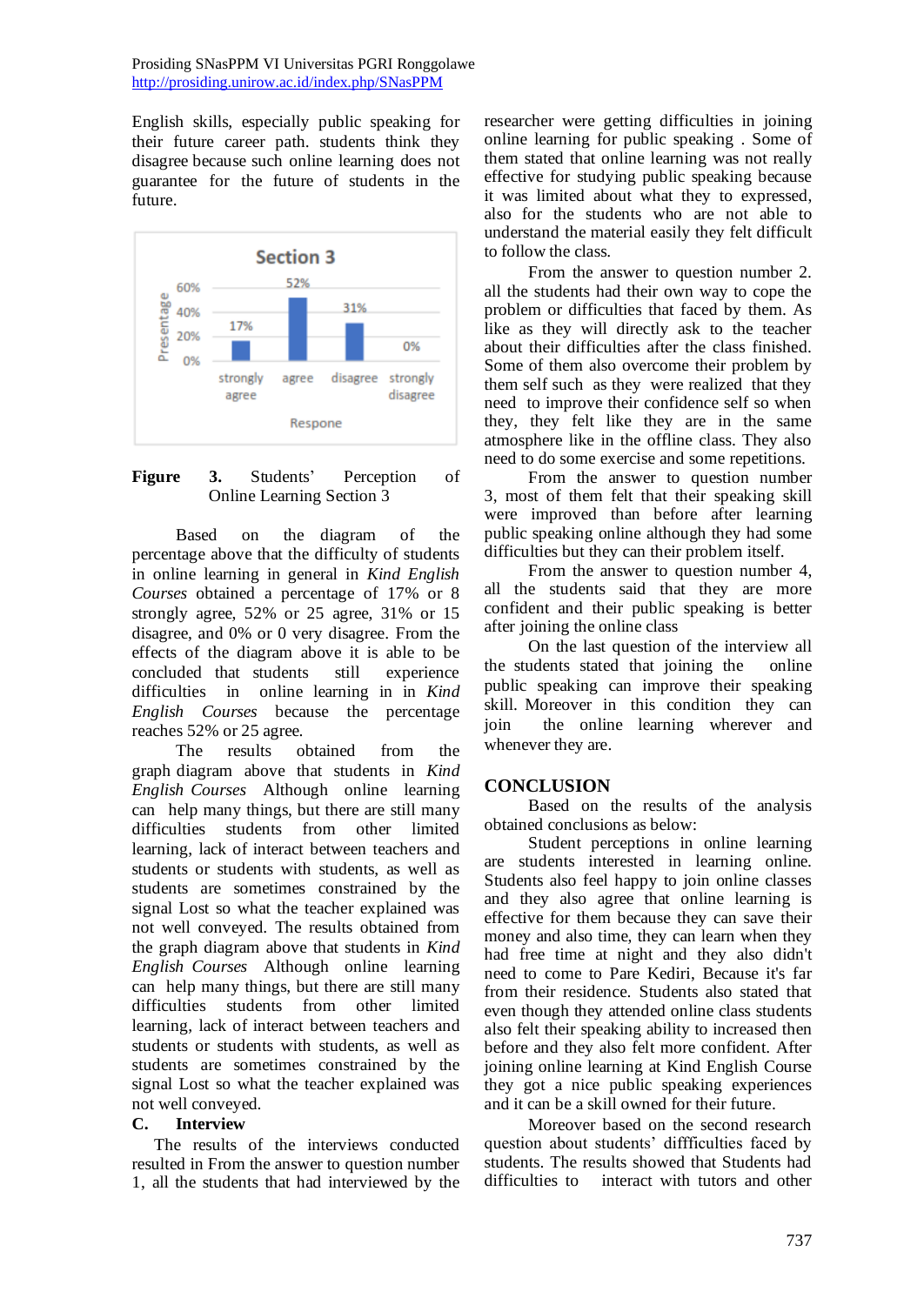English skills, especially public speaking for their future career path. students think they disagree because such online learning does not guarantee for the future of students in the future.

**Figure 3.** Students' Perception of Online Learning Section 3

Based on the diagram of the percentage above that the difficulty of students in online learning in general in *Kind English Courses* obtained a percentage of 17% or 8 strongly agree, 52% or 25 agree, 31% or 15 disagree, and 0% or 0 very disagree. From the effects of the diagram above it is able to be concluded that students still experience difficulties in online learning in in *Kind English Courses* because the percentage reaches 52% or 25 agree.

The results obtained from the graph diagram above that students in *Kind English Courses* Although online learning can help many things, but there are still many difficulties students from other limited learning, lack of interact between teachers and students or students with students, as well as students are sometimes constrained by the signal Lost so what the teacher explained was not well conveyed. The results obtained from the graph diagram above that students in *Kind English Courses* Although online learning can help many things, but there are still many difficulties students from other limited learning, lack of interact between teachers and students or students with students, as well as students are sometimes constrained by the signal Lost so what the teacher explained was not well conveyed.

**C. Interview**

The results of the interviews conducted resulted in From the answer to question number 1, all the students that had interviewed by the researcher were getting difficulties in joining online learning for public speaking . Some of them stated that online learning was not really effective for studying public speaking because it was limited about what they to expressed, also for the students who are not able to understand the material easily they felt difficult to follow the class.

From the answer to question number 2. all the students had their own way to cope the problem or difficulties that faced by them. As like as they will directly ask to the teacher about their difficulties after the class finished. Some of them also overcome their problem by them self such as they were realized that they need to improve their confidence self so when they, they felt like they are in the same atmosphere like in the offline class. They also need to do some exercise and some repetitions.

From the answer to question number 3, most of them felt that their speaking skill were improved than before after learning public speaking online although they had some difficulties but they can their problem itself.

From the answer to question number 4, all the students said that they are more confident and their public speaking is better after joining the online class

On the last question of the interview all the students stated that joining the online public speaking can improve their speaking skill. Moreover in this condition they can join the online learning wherever and whenever they are.

## CONCLUSION

Based on the results of the analysis obtained conclusions as below:

Student perceptions in online learning are students interested in learning online. Students also feel happy to join online classes and they also agree that online learning is effective for them because they can save their money and also time, they can learn when they had free time at night and they also didn't need to come to Pare Kediri, Because it's far from their residence. Students also stated that even though they attended online class students also felt their speaking ability to increased then before and they also felt more confident. After joining online learning at Kind English Course they got a nice public speaking experiences and it can be a skill owned for their future.

Moreover based on the second research question about students' diffficulties faced by students. The results showed that Students had difficulties to interact with tutors and other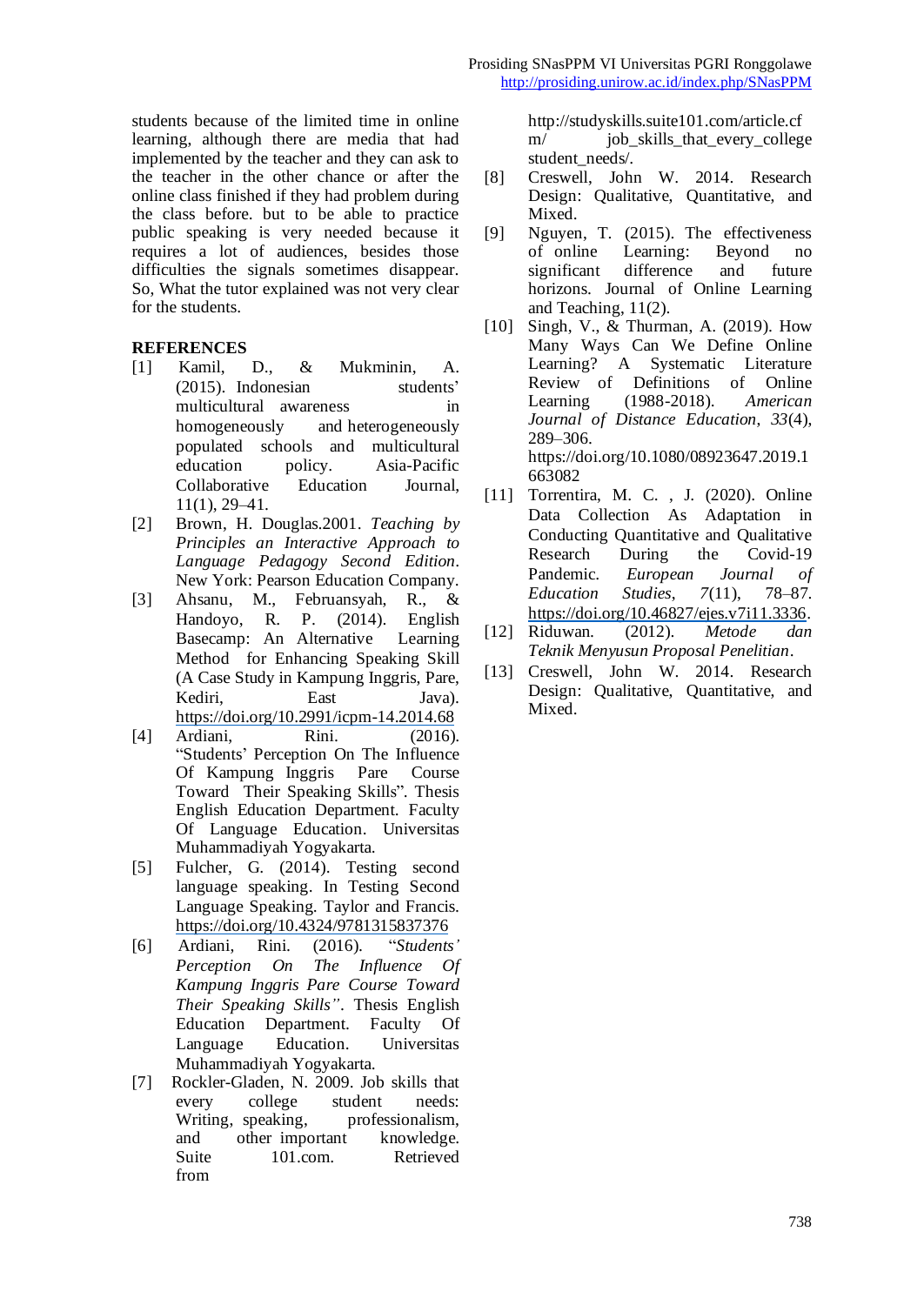students because of the limited time in online learning, although there are media that had implemented by the teacher and they can ask to the teacher in the other chance or after the online class finished if they had problem during the class before. but to be able to practice public speaking is very needed because it requires a lot of audiences, besides those difficulties the signals sometimes disappear. So, What the tutor explained was not very clear for the students.

## REFERENCES

[1] Kamil, D., & Mukminin, A. (2015). Indonesian students' multicultural awareness in homogeneously and heterogeneously populated schools and multicultural education policy. Asia-Pacific Collaborative Education Journal, 11(1), 29–41.

[2] Brown, H. Douglas.2001. *Teaching by Principles an Interactive Approach to Language Pedagogy Second Edition*. New York: Pearson Education Company.

[3] Ahsanu, M., Februansyah, R., & Handoyo, R. P. (2014). English Basecamp: An Alternative Learning Method for Enhancing Speaking Skill (A Case Study in Kampung Inggris, Pare, Kediri, East Java). https://doi.org/10.2991/icpm-14.2014.68

[4] Ardiani, Rini. (2016). "Students' Perception On The Influence Of Kampung Inggris Pare Course Toward Their Speaking Skills". Thesis English Education Department. Faculty Of Language Education. Universitas Muhammadiyah Yogyakarta.

[5] Fulcher, G. (2014). Testing second language speaking. In Testing Second Language Speaking. Taylor and Francis. https://doi.org/10.4324/9781315837376

[6] Ardiani, Rini. (2016). "*Students' Perception On The Influence Of Kampung Inggris Pare Course Toward Their Speaking Skills"*. Thesis English Education Department. Faculty Of Language Education. Universitas Muhammadiyah Yogyakarta.

[7] Rockler-Gladen, N. 2009. Job skills that every college student needs: Writing, speaking, professionalism, and other important knowledge. Suite 101.com. Retrieved from http://studyskills.suite101.com/article.cfm/ job_skills_that_every_college student_needs/.

[8] Creswell, John W. 2014. Research Design: Qualitative, Quantitative, and Mixed.

[9] Nguyen, T. (2015). The effectiveness of online Learning: Beyond no significant difference and future horizons. Journal of Online Learning and Teaching, 11(2).

[10] Singh, V., & Thurman, A. (2019). How Many Ways Can We Define Online Learning? A Systematic Literature Review of Definitions of Online Learning (1988-2018). *American Journal of Distance Education*, *33*(4), 289–306. https://doi.org/10.1080/08923647.2019.1663082

[11] Torrentira, M. C. , J. (2020). Online Data Collection As Adaptation in Conducting Quantitative and Qualitative Research During the Covid-19 Pandemic. *European Journal of Education Studies*, *7*(11), 78–87. https://doi.org/10.46827/ejes.v7i11.3336.

[12] Riduwan. (2012). *Metode dan Teknik Menyusun Proposal Penelitian*.

[13] Creswell, John W. 2014. Research Design: Qualitative, Quantitative, and Mixed.